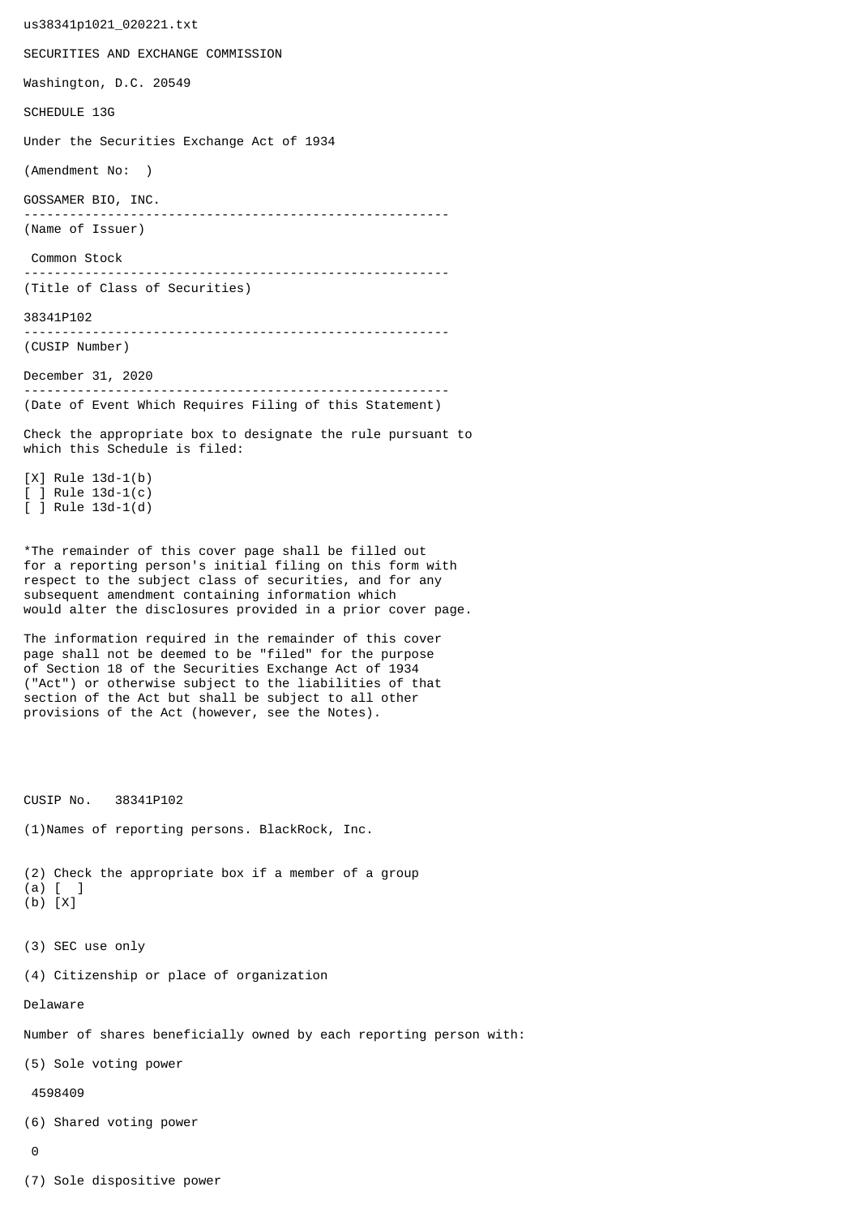us38341p1021_020221.txt

SECURITIES AND EXCHANGE COMMISSION

Washington, D.C. 20549

SCHEDULE 13G

Under the Securities Exchange Act of 1934

(Amendment No: )

GOSSAMER BIO, INC.

---

(Name of Issuer)

Common Stock

---

(Title of Class of Securities)

38341P102

---

(CUSIP Number)

December 31, 2020

---

(Date of Event Which Requires Filing of this Statement)

Check the appropriate box to designate the rule pursuant to which this Schedule is filed:

[X] Rule 13d-1(b)
[ ] Rule 13d-1(c)
[ ] Rule 13d-1(d)

*The remainder of this cover page shall be filled out for a reporting person's initial filing on this form with respect to the subject class of securities, and for any subsequent amendment containing information which would alter the disclosures provided in a prior cover page.

The information required in the remainder of this cover page shall not be deemed to be "filed" for the purpose of Section 18 of the Securities Exchange Act of 1934 ("Act") or otherwise subject to the liabilities of that section of the Act but shall be subject to all other provisions of the Act (however, see the Notes).

CUSIP No. 38341P102

(1)Names of reporting persons. BlackRock, Inc.

(2) Check the appropriate box if a member of a group
(a) [ ]
(b) [X]

(3) SEC use only

(4) Citizenship or place of organization

Delaware

Number of shares beneficially owned by each reporting person with:

(5) Sole voting power

4598409

(6) Shared voting power

0

(7) Sole dispositive power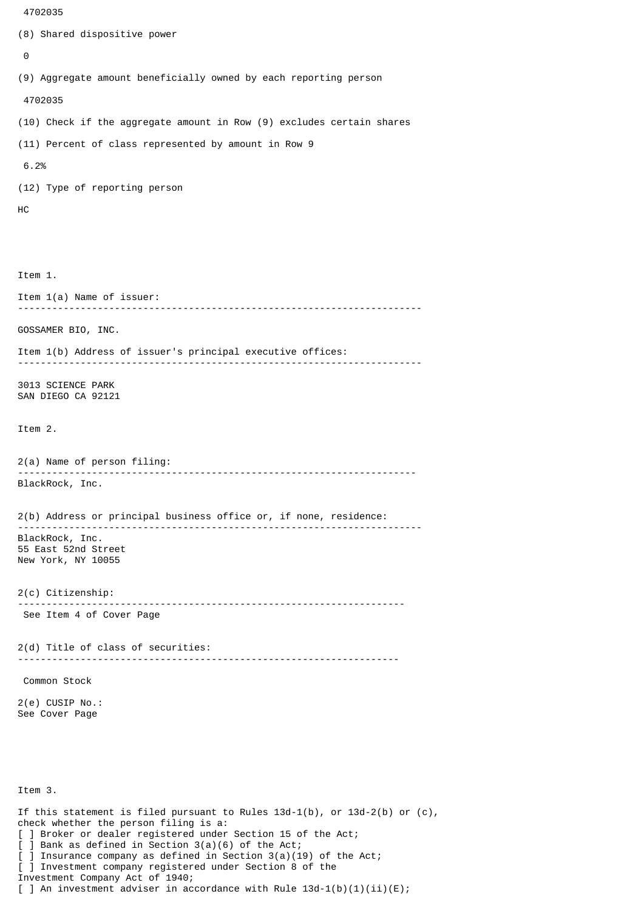4702035

(8) Shared dispositive power

0

(9) Aggregate amount beneficially owned by each reporting person

4702035

(10) Check if the aggregate amount in Row (9) excludes certain shares

(11) Percent of class represented by amount in Row 9

6.2%

(12) Type of reporting person

HC

Item 1.

Item 1(a) Name of issuer:

---

GOSSAMER BIO, INC.

Item 1(b) Address of issuer's principal executive offices:

---

3013 SCIENCE PARK
SAN DIEGO CA 92121

Item 2.

2(a) Name of person filing:

---

BlackRock, Inc.

2(b) Address or principal business office or, if none, residence:

---

BlackRock, Inc.
55 East 52nd Street
New York, NY 10055

2(c) Citizenship:

---

See Item 4 of Cover Page

2(d) Title of class of securities:

---

Common Stock

2(e) CUSIP No.:
See Cover Page

Item 3.

If this statement is filed pursuant to Rules 13d-1(b), or 13d-2(b) or (c), check whether the person filing is a:

[ ] Broker or dealer registered under Section 15 of the Act;
[ ] Bank as defined in Section 3(a)(6) of the Act;
[ ] Insurance company as defined in Section 3(a)(19) of the Act;
[ ] Investment company registered under Section 8 of the Investment Company Act of 1940;
[ ] An investment adviser in accordance with Rule 13d-1(b)(1)(ii)(E);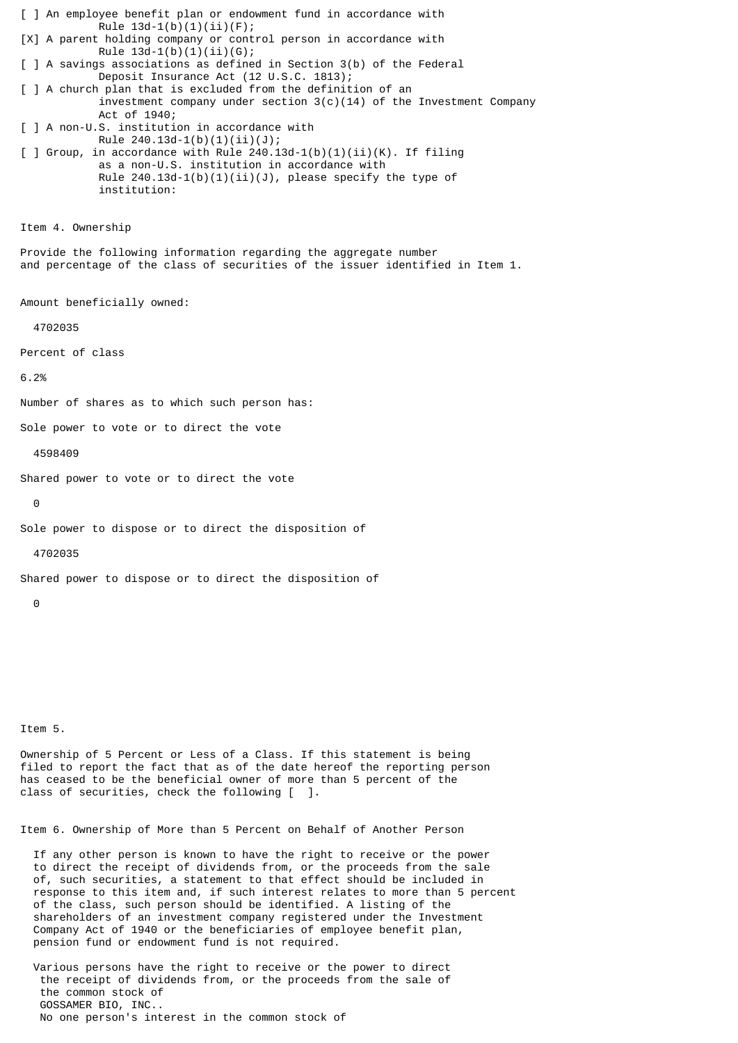[ ] An employee benefit plan or endowment fund in accordance with Rule 13d-1(b)(1)(ii)(F);

[X] A parent holding company or control person in accordance with Rule 13d-1(b)(1)(ii)(G);

[ ] A savings associations as defined in Section 3(b) of the Federal Deposit Insurance Act (12 U.S.C. 1813);

[ ] A church plan that is excluded from the definition of an investment company under section 3(c)(14) of the Investment Company Act of 1940;

[ ] A non-U.S. institution in accordance with Rule 240.13d-1(b)(1)(ii)(J);

[ ] Group, in accordance with Rule 240.13d-1(b)(1)(ii)(K). If filing as a non-U.S. institution in accordance with Rule 240.13d-1(b)(1)(ii)(J), please specify the type of institution:

Item 4. Ownership

Provide the following information regarding the aggregate number and percentage of the class of securities of the issuer identified in Item 1.

Amount beneficially owned:

4702035

Percent of class

6.2%

Number of shares as to which such person has:

Sole power to vote or to direct the vote

4598409

Shared power to vote or to direct the vote

0

Sole power to dispose or to direct the disposition of

4702035

Shared power to dispose or to direct the disposition of

0

Item 5.

Ownership of 5 Percent or Less of a Class. If this statement is being filed to report the fact that as of the date hereof the reporting person has ceased to be the beneficial owner of more than 5 percent of the class of securities, check the following [ ].

Item 6. Ownership of More than 5 Percent on Behalf of Another Person

If any other person is known to have the right to receive or the power to direct the receipt of dividends from, or the proceeds from the sale of, such securities, a statement to that effect should be included in response to this item and, if such interest relates to more than 5 percent of the class, such person should be identified. A listing of the shareholders of an investment company registered under the Investment Company Act of 1940 or the beneficiaries of employee benefit plan, pension fund or endowment fund is not required.

Various persons have the right to receive or the power to direct the receipt of dividends from, or the proceeds from the sale of the common stock of GOSSAMER BIO, INC.. No one person's interest in the common stock of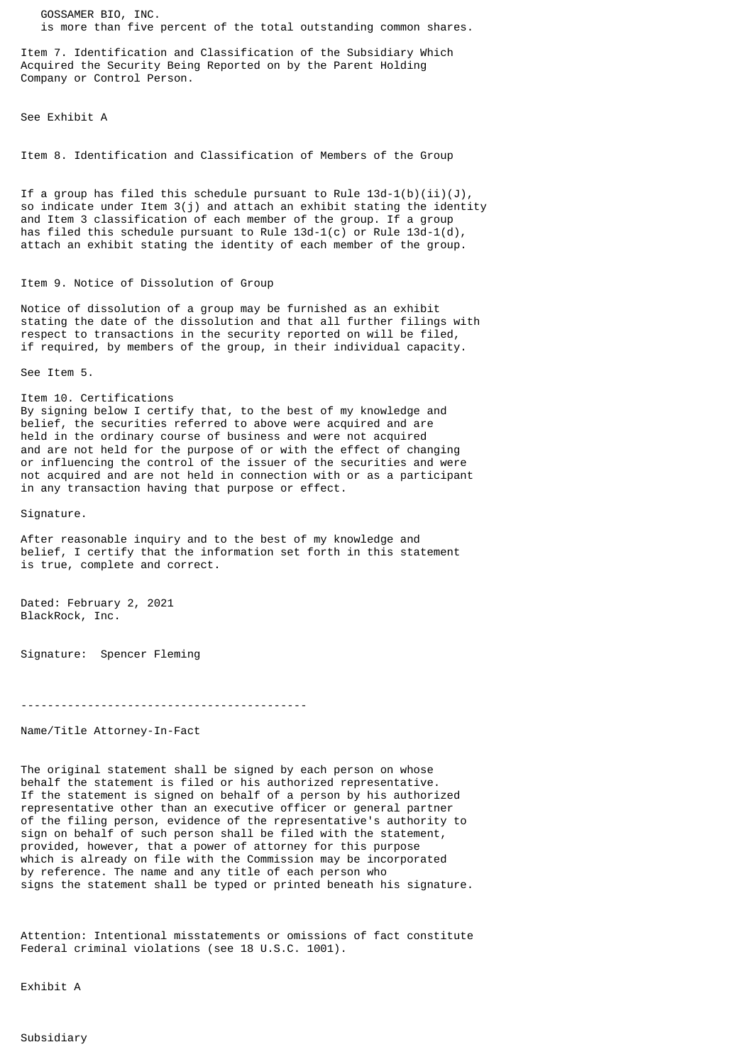GOSSAMER BIO, INC.
is more than five percent of the total outstanding common shares.

Item 7. Identification and Classification of the Subsidiary Which Acquired the Security Being Reported on by the Parent Holding Company or Control Person.

See Exhibit A

Item 8. Identification and Classification of Members of the Group

If a group has filed this schedule pursuant to Rule 13d-1(b)(ii)(J), so indicate under Item 3(j) and attach an exhibit stating the identity and Item 3 classification of each member of the group. If a group has filed this schedule pursuant to Rule 13d-1(c) or Rule 13d-1(d), attach an exhibit stating the identity of each member of the group.

Item 9. Notice of Dissolution of Group

Notice of dissolution of a group may be furnished as an exhibit stating the date of the dissolution and that all further filings with respect to transactions in the security reported on will be filed, if required, by members of the group, in their individual capacity.

See Item 5.

Item 10. Certifications
By signing below I certify that, to the best of my knowledge and belief, the securities referred to above were acquired and are held in the ordinary course of business and were not acquired and are not held for the purpose of or with the effect of changing or influencing the control of the issuer of the securities and were not acquired and are not held in connection with or as a participant in any transaction having that purpose or effect.

Signature.

After reasonable inquiry and to the best of my knowledge and belief, I certify that the information set forth in this statement is true, complete and correct.

Dated: February 2, 2021
BlackRock, Inc.

Signature: Spencer Fleming

-------------------------------------------

Name/Title Attorney-In-Fact

The original statement shall be signed by each person on whose behalf the statement is filed or his authorized representative. If the statement is signed on behalf of a person by his authorized representative other than an executive officer or general partner of the filing person, evidence of the representative's authority to sign on behalf of such person shall be filed with the statement, provided, however, that a power of attorney for this purpose which is already on file with the Commission may be incorporated by reference. The name and any title of each person who signs the statement shall be typed or printed beneath his signature.

Attention: Intentional misstatements or omissions of fact constitute Federal criminal violations (see 18 U.S.C. 1001).

Exhibit A

Subsidiary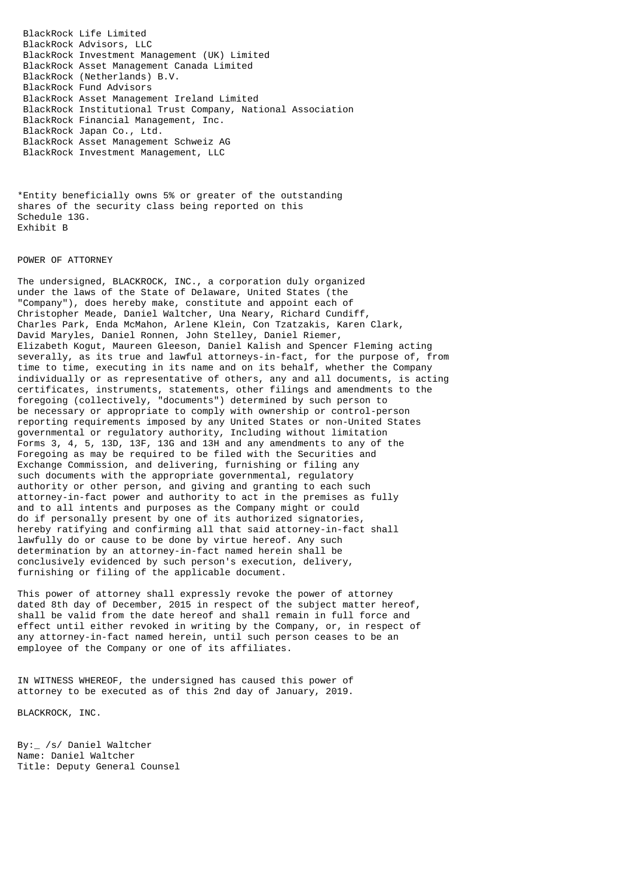BlackRock Life Limited
BlackRock Advisors, LLC
BlackRock Investment Management (UK) Limited
BlackRock Asset Management Canada Limited
BlackRock (Netherlands) B.V.
BlackRock Fund Advisors
BlackRock Asset Management Ireland Limited
BlackRock Institutional Trust Company, National Association
BlackRock Financial Management, Inc.
BlackRock Japan Co., Ltd.
BlackRock Asset Management Schweiz AG
BlackRock Investment Management, LLC

*Entity beneficially owns 5% or greater of the outstanding shares of the security class being reported on this Schedule 13G.

Exhibit B

POWER OF ATTORNEY

The undersigned, BLACKROCK, INC., a corporation duly organized under the laws of the State of Delaware, United States (the "Company"), does hereby make, constitute and appoint each of Christopher Meade, Daniel Waltcher, Una Neary, Richard Cundiff, Charles Park, Enda McMahon, Arlene Klein, Con Tzatzakis, Karen Clark, David Maryles, Daniel Ronnen, John Stelley, Daniel Riemer, Elizabeth Kogut, Maureen Gleeson, Daniel Kalish and Spencer Fleming acting severally, as its true and lawful attorneys-in-fact, for the purpose of, from time to time, executing in its name and on its behalf, whether the Company individually or as representative of others, any and all documents, is acting certificates, instruments, statements, other filings and amendments to the foregoing (collectively, "documents") determined by such person to be necessary or appropriate to comply with ownership or control-person reporting requirements imposed by any United States or non-United States governmental or regulatory authority, Including without limitation Forms 3, 4, 5, 13D, 13F, 13G and 13H and any amendments to any of the Foregoing as may be required to be filed with the Securities and Exchange Commission, and delivering, furnishing or filing any such documents with the appropriate governmental, regulatory authority or other person, and giving and granting to each such attorney-in-fact power and authority to act in the premises as fully and to all intents and purposes as the Company might or could do if personally present by one of its authorized signatories, hereby ratifying and confirming all that said attorney-in-fact shall lawfully do or cause to be done by virtue hereof. Any such determination by an attorney-in-fact named herein shall be conclusively evidenced by such person's execution, delivery, furnishing or filing of the applicable document.

This power of attorney shall expressly revoke the power of attorney dated 8th day of December, 2015 in respect of the subject matter hereof, shall be valid from the date hereof and shall remain in full force and effect until either revoked in writing by the Company, or, in respect of any attorney-in-fact named herein, until such person ceases to be an employee of the Company or one of its affiliates.

IN WITNESS WHEREOF, the undersigned has caused this power of attorney to be executed as of this 2nd day of January, 2019.

BLACKROCK, INC.

By:_ /s/ Daniel Waltcher
Name: Daniel Waltcher
Title: Deputy General Counsel